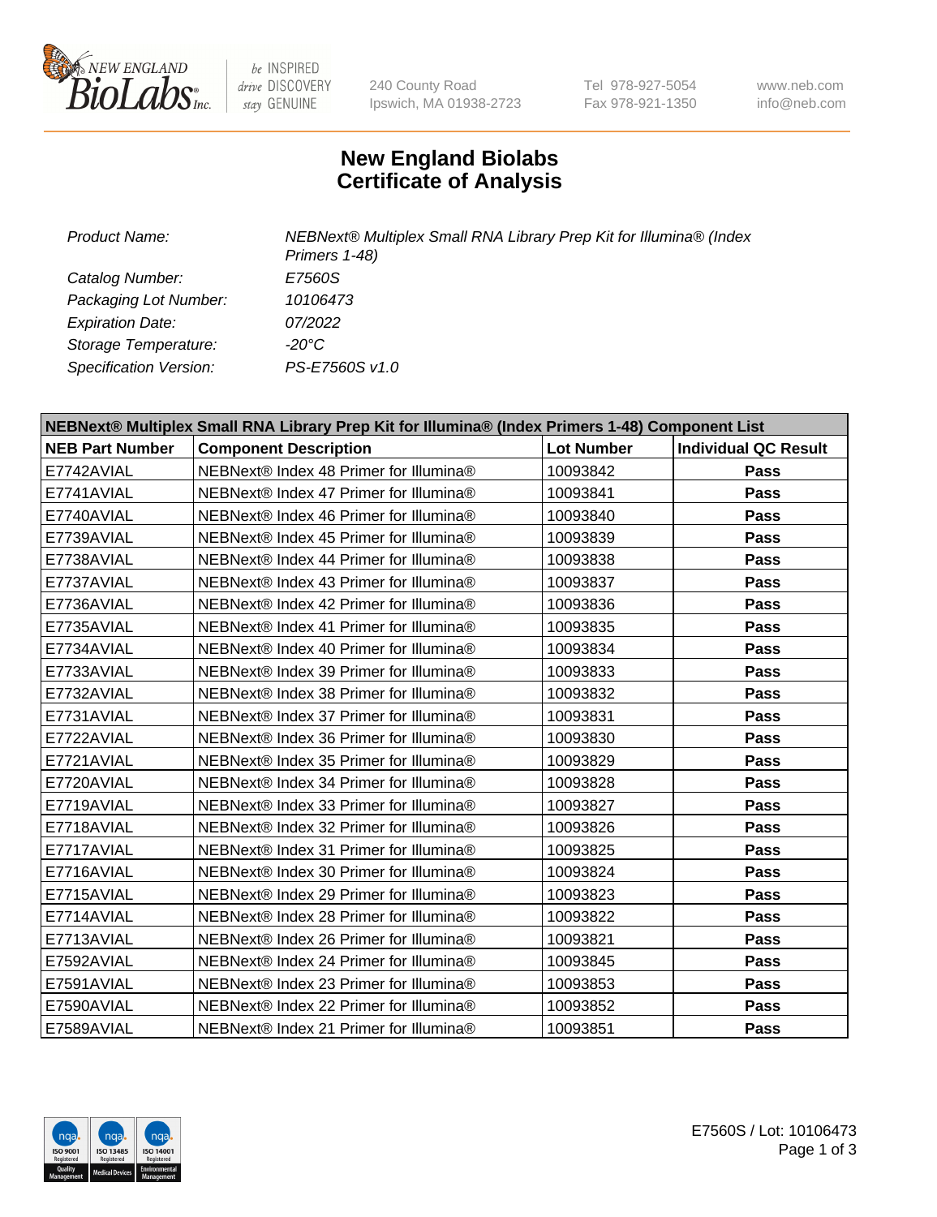# New England Biolabs
# Certificate of Analysis

| | |
|---|---|
| *Product Name:* | *NEBNext® Multiplex Small RNA Library Prep Kit for Illumina® (Index Primers 1-48)* |
| *Catalog Number:* | *E7560S* |
| *Packaging Lot Number:* | *10106473* |
| *Expiration Date:* | *07/2022* |
| *Storage Temperature:* | *-20°C* |
| *Specification Version:* | *PS-E7560S v1.0* |

| **NEBNext® Multiplex Small RNA Library Prep Kit for Illumina® (Index Primers 1-48) Component List** | | | |
|---|---|---|---|
| **NEB Part Number** | **Component Description** | **Lot Number** | **Individual QC Result** |
| E7742AVIAL | NEBNext® Index 48 Primer for Illumina® | 10093842 | **Pass** |
| E7741AVIAL | NEBNext® Index 47 Primer for Illumina® | 10093841 | **Pass** |
| E7740AVIAL | NEBNext® Index 46 Primer for Illumina® | 10093840 | **Pass** |
| E7739AVIAL | NEBNext® Index 45 Primer for Illumina® | 10093839 | **Pass** |
| E7738AVIAL | NEBNext® Index 44 Primer for Illumina® | 10093838 | **Pass** |
| E7737AVIAL | NEBNext® Index 43 Primer for Illumina® | 10093837 | **Pass** |
| E7736AVIAL | NEBNext® Index 42 Primer for Illumina® | 10093836 | **Pass** |
| E7735AVIAL | NEBNext® Index 41 Primer for Illumina® | 10093835 | **Pass** |
| E7734AVIAL | NEBNext® Index 40 Primer for Illumina® | 10093834 | **Pass** |
| E7733AVIAL | NEBNext® Index 39 Primer for Illumina® | 10093833 | **Pass** |
| E7732AVIAL | NEBNext® Index 38 Primer for Illumina® | 10093832 | **Pass** |
| E7731AVIAL | NEBNext® Index 37 Primer for Illumina® | 10093831 | **Pass** |
| E7722AVIAL | NEBNext® Index 36 Primer for Illumina® | 10093830 | **Pass** |
| E7721AVIAL | NEBNext® Index 35 Primer for Illumina® | 10093829 | **Pass** |
| E7720AVIAL | NEBNext® Index 34 Primer for Illumina® | 10093828 | **Pass** |
| E7719AVIAL | NEBNext® Index 33 Primer for Illumina® | 10093827 | **Pass** |
| E7718AVIAL | NEBNext® Index 32 Primer for Illumina® | 10093826 | **Pass** |
| E7717AVIAL | NEBNext® Index 31 Primer for Illumina® | 10093825 | **Pass** |
| E7716AVIAL | NEBNext® Index 30 Primer for Illumina® | 10093824 | **Pass** |
| E7715AVIAL | NEBNext® Index 29 Primer for Illumina® | 10093823 | **Pass** |
| E7714AVIAL | NEBNext® Index 28 Primer for Illumina® | 10093822 | **Pass** |
| E7713AVIAL | NEBNext® Index 26 Primer for Illumina® | 10093821 | **Pass** |
| E7592AVIAL | NEBNext® Index 24 Primer for Illumina® | 10093845 | **Pass** |
| E7591AVIAL | NEBNext® Index 23 Primer for Illumina® | 10093853 | **Pass** |
| E7590AVIAL | NEBNext® Index 22 Primer for Illumina® | 10093852 | **Pass** |
| E7589AVIAL | NEBNext® Index 21 Primer for Illumina® | 10093851 | **Pass** |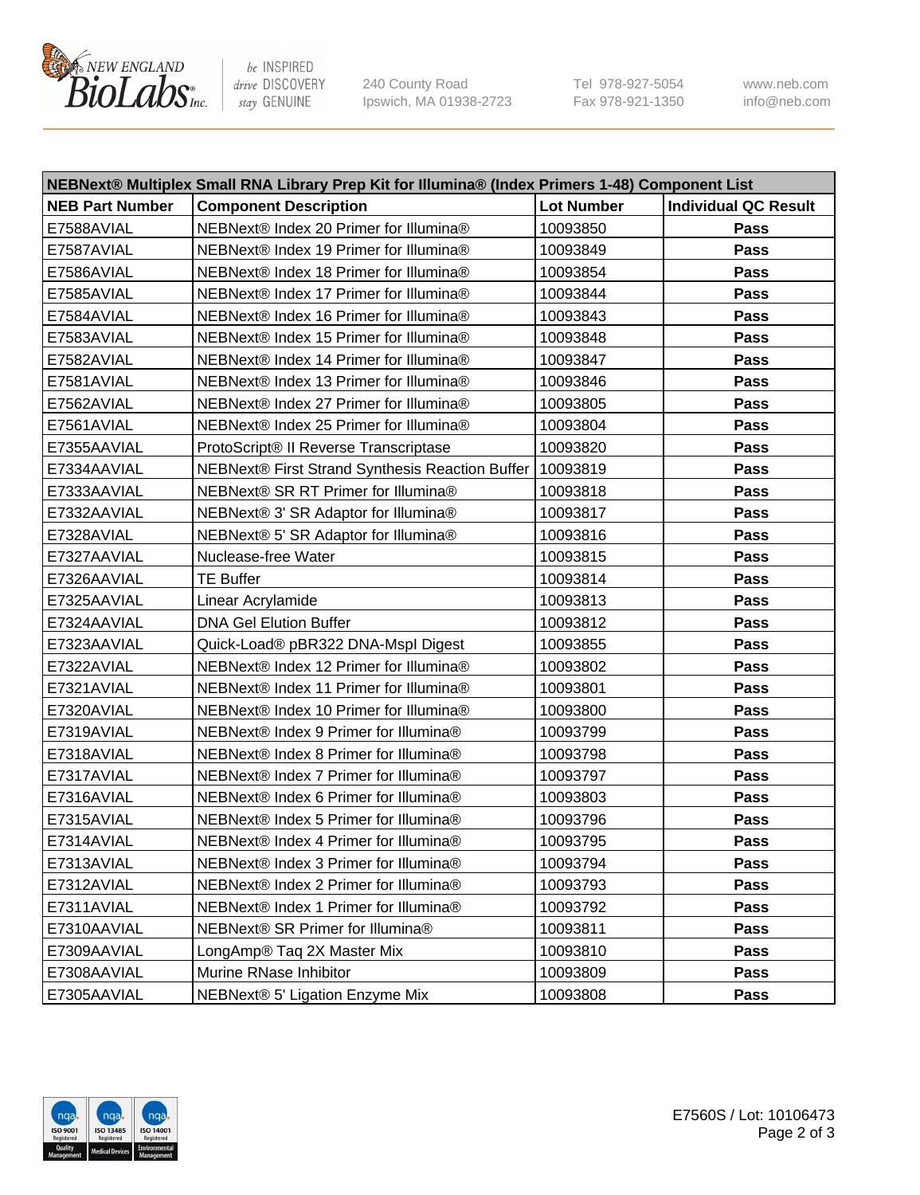| NEBNext® Multiplex Small RNA Library Prep Kit for Illumina® (Index Primers 1-48) Component List | | | |
|---|---|---|---|
| **NEB Part Number** | **Component Description** | **Lot Number** | **Individual QC Result** |
| E7588AVIAL | NEBNext® Index 20 Primer for Illumina® | 10093850 | **Pass** |
| E7587AVIAL | NEBNext® Index 19 Primer for Illumina® | 10093849 | **Pass** |
| E7586AVIAL | NEBNext® Index 18 Primer for Illumina® | 10093854 | **Pass** |
| E7585AVIAL | NEBNext® Index 17 Primer for Illumina® | 10093844 | **Pass** |
| E7584AVIAL | NEBNext® Index 16 Primer for Illumina® | 10093843 | **Pass** |
| E7583AVIAL | NEBNext® Index 15 Primer for Illumina® | 10093848 | **Pass** |
| E7582AVIAL | NEBNext® Index 14 Primer for Illumina® | 10093847 | **Pass** |
| E7581AVIAL | NEBNext® Index 13 Primer for Illumina® | 10093846 | **Pass** |
| E7562AVIAL | NEBNext® Index 27 Primer for Illumina® | 10093805 | **Pass** |
| E7561AVIAL | NEBNext® Index 25 Primer for Illumina® | 10093804 | **Pass** |
| E7355AAVIAL | ProtoScript® II Reverse Transcriptase | 10093820 | **Pass** |
| E7334AAVIAL | NEBNext® First Strand Synthesis Reaction Buffer | 10093819 | **Pass** |
| E7333AAVIAL | NEBNext® SR RT Primer for Illumina® | 10093818 | **Pass** |
| E7332AAVIAL | NEBNext® 3' SR Adaptor for Illumina® | 10093817 | **Pass** |
| E7328AVIAL | NEBNext® 5' SR Adaptor for Illumina® | 10093816 | **Pass** |
| E7327AAVIAL | Nuclease-free Water | 10093815 | **Pass** |
| E7326AAVIAL | TE Buffer | 10093814 | **Pass** |
| E7325AAVIAL | Linear Acrylamide | 10093813 | **Pass** |
| E7324AAVIAL | DNA Gel Elution Buffer | 10093812 | **Pass** |
| E7323AAVIAL | Quick-Load® pBR322 DNA-MspI Digest | 10093855 | **Pass** |
| E7322AVIAL | NEBNext® Index 12 Primer for Illumina® | 10093802 | **Pass** |
| E7321AVIAL | NEBNext® Index 11 Primer for Illumina® | 10093801 | **Pass** |
| E7320AVIAL | NEBNext® Index 10 Primer for Illumina® | 10093800 | **Pass** |
| E7319AVIAL | NEBNext® Index 9 Primer for Illumina® | 10093799 | **Pass** |
| E7318AVIAL | NEBNext® Index 8 Primer for Illumina® | 10093798 | **Pass** |
| E7317AVIAL | NEBNext® Index 7 Primer for Illumina® | 10093797 | **Pass** |
| E7316AVIAL | NEBNext® Index 6 Primer for Illumina® | 10093803 | **Pass** |
| E7315AVIAL | NEBNext® Index 5 Primer for Illumina® | 10093796 | **Pass** |
| E7314AVIAL | NEBNext® Index 4 Primer for Illumina® | 10093795 | **Pass** |
| E7313AVIAL | NEBNext® Index 3 Primer for Illumina® | 10093794 | **Pass** |
| E7312AVIAL | NEBNext® Index 2 Primer for Illumina® | 10093793 | **Pass** |
| E7311AVIAL | NEBNext® Index 1 Primer for Illumina® | 10093792 | **Pass** |
| E7310AAVIAL | NEBNext® SR Primer for Illumina® | 10093811 | **Pass** |
| E7309AAVIAL | LongAmp® Taq 2X Master Mix | 10093810 | **Pass** |
| E7308AAVIAL | Murine RNase Inhibitor | 10093809 | **Pass** |
| E7305AAVIAL | NEBNext® 5' Ligation Enzyme Mix | 10093808 | **Pass** |

E7560S / Lot: 10106473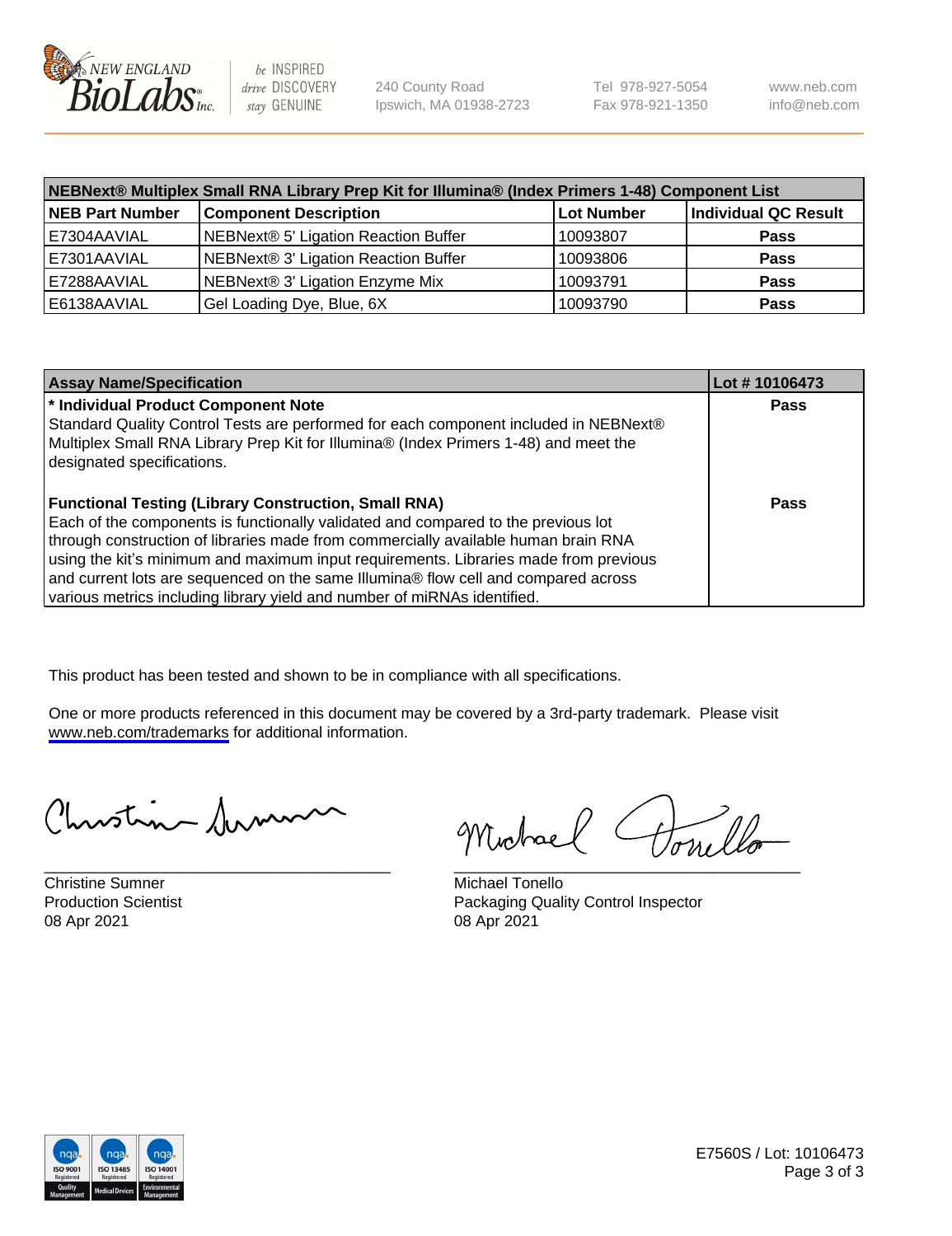| NEBNext® Multiplex Small RNA Library Prep Kit for Illumina® (Index Primers 1-48) Component List | | | |
|---|---|---|---|
| **NEB Part Number** | **Component Description** | **Lot Number** | **Individual QC Result** |
| E7304AAVIAL | NEBNext® 5' Ligation Reaction Buffer | 10093807 | Pass |
| E7301AAVIAL | NEBNext® 3' Ligation Reaction Buffer | 10093806 | Pass |
| E7288AAVIAL | NEBNext® 3' Ligation Enzyme Mix | 10093791 | Pass |
| E6138AAVIAL | Gel Loading Dye, Blue, 6X | 10093790 | Pass |

| Assay Name/Specification | Lot # 10106473 |
|---|---|
| **\* Individual Product Component Note**<br>Standard Quality Control Tests are performed for each component included in NEBNext® Multiplex Small RNA Library Prep Kit for Illumina® (Index Primers 1-48) and meet the designated specifications. | Pass |
| **Functional Testing (Library Construction, Small RNA)**<br>Each of the components is functionally validated and compared to the previous lot through construction of libraries made from commercially available human brain RNA using the kit's minimum and maximum input requirements. Libraries made from previous and current lots are sequenced on the same Illumina® flow cell and compared across various metrics including library yield and number of miRNAs identified. | Pass |

This product has been tested and shown to be in compliance with all specifications.

One or more products referenced in this document may be covered by a 3rd-party trademark. Please visit www.neb.com/trademarks for additional information.

Christine Sumner
Production Scientist
08 Apr 2021

Michael Tonello
Packaging Quality Control Inspector
08 Apr 2021

E7560S / Lot: 10106473